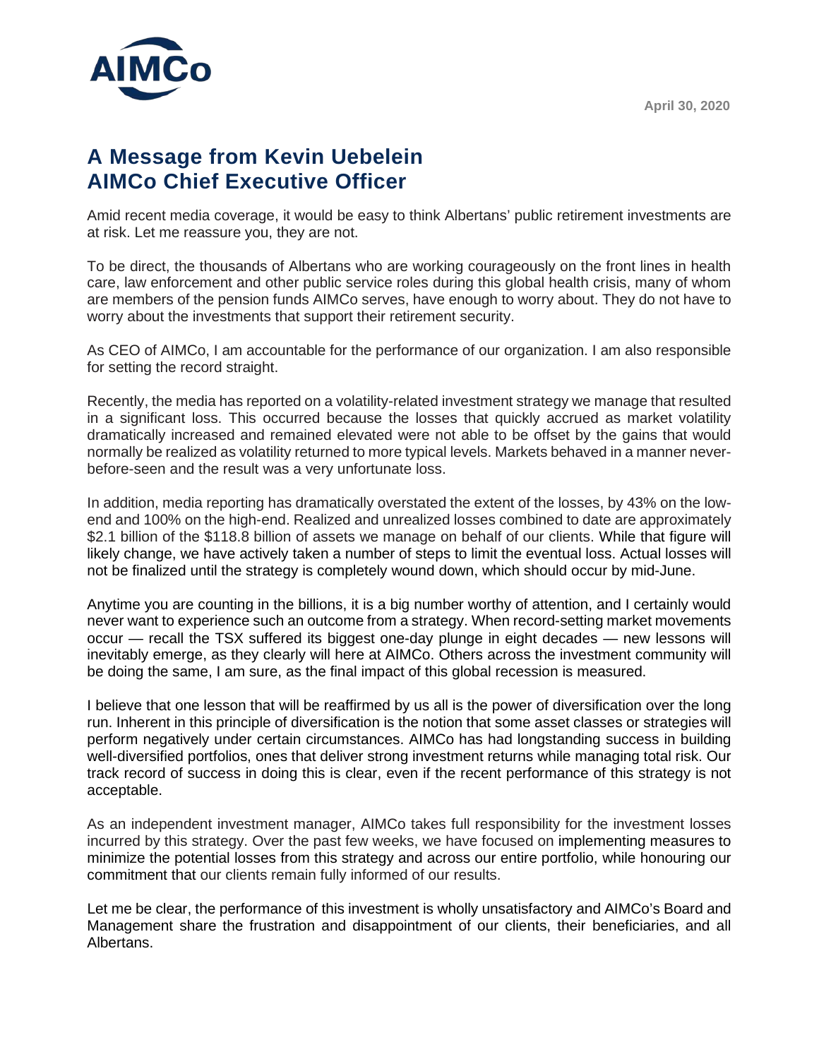April 30, 2020

# A Message from Kevin Uebelein
# AIMCo Chief Executive Officer

Amid recent media coverage, it would be easy to think Albertans' public retirement investments are at risk. Let me reassure you, they are not.

To be direct, the thousands of Albertans who are working courageously on the front lines in health care, law enforcement and other public service roles during this global health crisis, many of whom are members of the pension funds AIMCo serves, have enough to worry about. They do not have to worry about the investments that support their retirement security.

As CEO of AIMCo, I am accountable for the performance of our organization. I am also responsible for setting the record straight.

Recently, the media has reported on a volatility-related investment strategy we manage that resulted in a significant loss. This occurred because the losses that quickly accrued as market volatility dramatically increased and remained elevated were not able to be offset by the gains that would normally be realized as volatility returned to more typical levels. Markets behaved in a manner never-before-seen and the result was a very unfortunate loss.

In addition, media reporting has dramatically overstated the extent of the losses, by 43% on the low-end and 100% on the high-end. Realized and unrealized losses combined to date are approximately $2.1 billion of the $118.8 billion of assets we manage on behalf of our clients. While that figure will likely change, we have actively taken a number of steps to limit the eventual loss. Actual losses will not be finalized until the strategy is completely wound down, which should occur by mid-June.

Anytime you are counting in the billions, it is a big number worthy of attention, and I certainly would never want to experience such an outcome from a strategy. When record-setting market movements occur — recall the TSX suffered its biggest one-day plunge in eight decades — new lessons will inevitably emerge, as they clearly will here at AIMCo. Others across the investment community will be doing the same, I am sure, as the final impact of this global recession is measured.

I believe that one lesson that will be reaffirmed by us all is the power of diversification over the long run. Inherent in this principle of diversification is the notion that some asset classes or strategies will perform negatively under certain circumstances. AIMCo has had longstanding success in building well-diversified portfolios, ones that deliver strong investment returns while managing total risk. Our track record of success in doing this is clear, even if the recent performance of this strategy is not acceptable.

As an independent investment manager, AIMCo takes full responsibility for the investment losses incurred by this strategy. Over the past few weeks, we have focused on implementing measures to minimize the potential losses from this strategy and across our entire portfolio, while honouring our commitment that our clients remain fully informed of our results.

Let me be clear, the performance of this investment is wholly unsatisfactory and AIMCo's Board and Management share the frustration and disappointment of our clients, their beneficiaries, and all Albertans.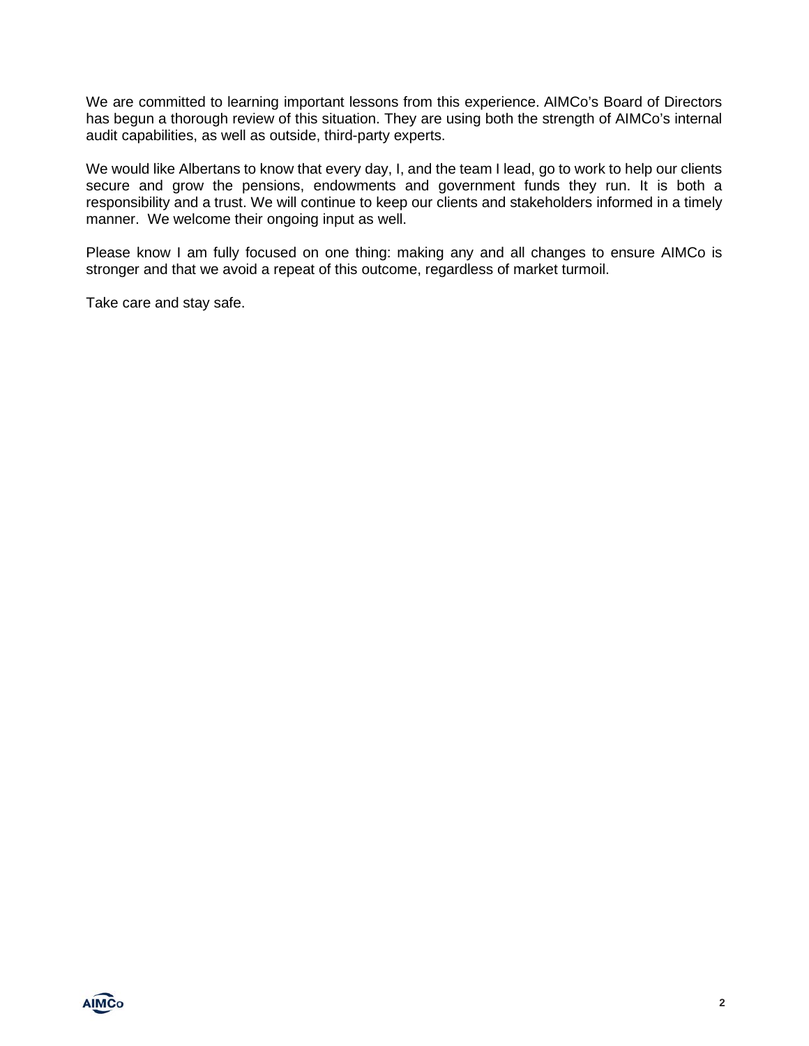We are committed to learning important lessons from this experience. AIMCo's Board of Directors has begun a thorough review of this situation. They are using both the strength of AIMCo's internal audit capabilities, as well as outside, third-party experts.

We would like Albertans to know that every day, I, and the team I lead, go to work to help our clients secure and grow the pensions, endowments and government funds they run. It is both a responsibility and a trust. We will continue to keep our clients and stakeholders informed in a timely manner. We welcome their ongoing input as well.

Please know I am fully focused on one thing: making any and all changes to ensure AIMCo is stronger and that we avoid a repeat of this outcome, regardless of market turmoil.

Take care and stay safe.